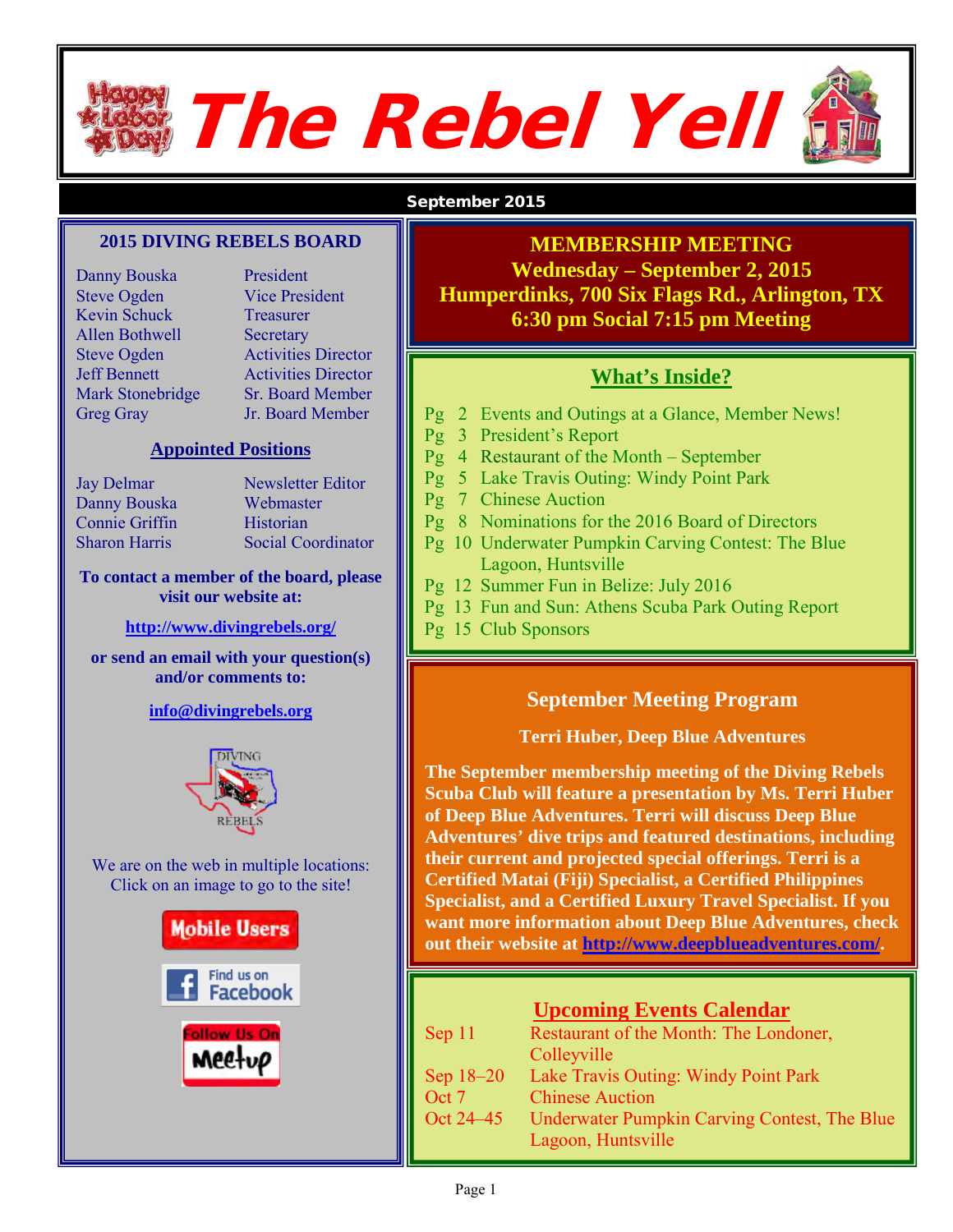# The Rebel Yell

**September 2015**

## 2015 DIVING REBELS BOARD

| | |
|---|---|
| Danny Bouska | President |
| Steve Ogden | Vice President |
| Kevin Schuck | Treasurer |
| Allen Bothwell | Secretary |
| Steve Ogden | Activities Director |
| Jeff Bennett | Activities Director |
| Mark Stonebridge | Sr. Board Member |
| Greg Gray | Jr. Board Member |

### Appointed Positions

| | |
|---|---|
| Jay Delmar | Newsletter Editor |
| Danny Bouska | Webmaster |
| Connie Griffin | Historian |
| Sharon Harris | Social Coordinator |

**To contact a member of the board, please visit our website at:**

**http://www.divingrebels.org/**

**or send an email with your question(s) and/or comments to:**

**info@divingrebels.org**

We are on the web in multiple locations: Click on an image to go to the site!

Mobile Users

Find us on Facebook

Follow Us On Meetup

## MEMBERSHIP MEETING

**Wednesday – September 2, 2015**

**Humperdinks, 700 Six Flags Rd., Arlington, TX**

**6:30 pm Social 7:15 pm Meeting**

## What's Inside?

- Pg 2 Events and Outings at a Glance, Member News!
- Pg 3 President's Report
- Pg 4 Restaurant of the Month – September
- Pg 5 Lake Travis Outing: Windy Point Park
- Pg 7 Chinese Auction
- Pg 8 Nominations for the 2016 Board of Directors
- Pg 10 Underwater Pumpkin Carving Contest: The Blue Lagoon, Huntsville
- Pg 12 Summer Fun in Belize: July 2016
- Pg 13 Fun and Sun: Athens Scuba Park Outing Report
- Pg 15 Club Sponsors

## September Meeting Program

**Terri Huber, Deep Blue Adventures**

**The September membership meeting of the Diving Rebels Scuba Club will feature a presentation by Ms. Terri Huber of Deep Blue Adventures. Terri will discuss Deep Blue Adventures' dive trips and featured destinations, including their current and projected special offerings. Terri is a Certified Matai (Fiji) Specialist, a Certified Philippines Specialist, and a Certified Luxury Travel Specialist. If you want more information about Deep Blue Adventures, check out their website at http://www.deepblueadventures.com/.**

## Upcoming Events Calendar

| | |
|---|---|
| Sep 11 | Restaurant of the Month: The Londoner, Colleyville |
| Sep 18–20 | Lake Travis Outing: Windy Point Park |
| Oct 7 | Chinese Auction |
| Oct 24–45 | Underwater Pumpkin Carving Contest, The Blue Lagoon, Huntsville |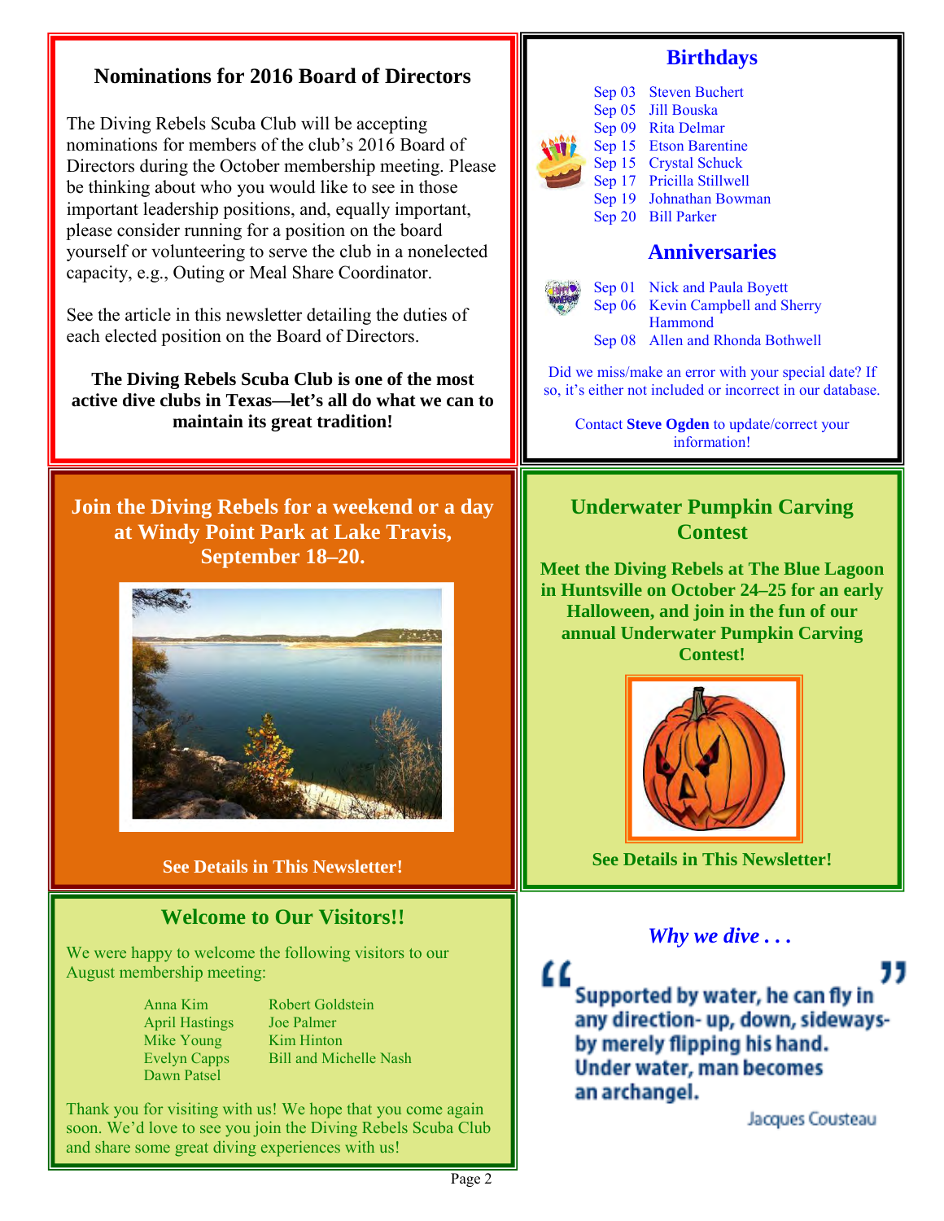## Nominations for 2016 Board of Directors

The Diving Rebels Scuba Club will be accepting nominations for members of the club's 2016 Board of Directors during the October membership meeting. Please be thinking about who you would like to see in those important leadership positions, and, equally important, please consider running for a position on the board yourself or volunteering to serve the club in a nonelected capacity, e.g., Outing or Meal Share Coordinator.

See the article in this newsletter detailing the duties of each elected position on the Board of Directors.

**The Diving Rebels Scuba Club is one of the most active dive clubs in Texas—let's all do what we can to maintain its great tradition!**

## Birthdays

Sep 03 Steven Buchert
Sep 05 Jill Bouska
Sep 09 Rita Delmar
Sep 15 Etson Barentine
Sep 15 Crystal Schuck
Sep 17 Pricilla Stillwell
Sep 19 Johnathan Bowman
Sep 20 Bill Parker

## Anniversaries

Sep 01 Nick and Paula Boyett
Sep 06 Kevin Campbell and Sherry Hammond
Sep 08 Allen and Rhonda Bothwell

Did we miss/make an error with your special date? If so, it's either not included or incorrect in our database.

Contact **Steve Ogden** to update/correct your information!

## Join the Diving Rebels for a weekend or a day at Windy Point Park at Lake Travis, September 18–20.

**See Details in This Newsletter!**

## Underwater Pumpkin Carving Contest

**Meet the Diving Rebels at The Blue Lagoon in Huntsville on October 24–25 for an early Halloween, and join in the fun of our annual Underwater Pumpkin Carving Contest!**

**See Details in This Newsletter!**

## Welcome to Our Visitors!!

We were happy to welcome the following visitors to our August membership meeting:

Anna Kim
April Hastings
Mike Young
Evelyn Capps
Dawn Patsel
Robert Goldstein
Joe Palmer
Kim Hinton
Bill and Michelle Nash

Thank you for visiting with us! We hope that you come again soon. We'd love to see you join the Diving Rebels Scuba Club and share some great diving experiences with us!

## *Why we dive . . .*

"Supported by water, he can fly in any direction- up, down, sideways- by merely flipping his hand. Under water, man becomes an archangel."

Jacques Cousteau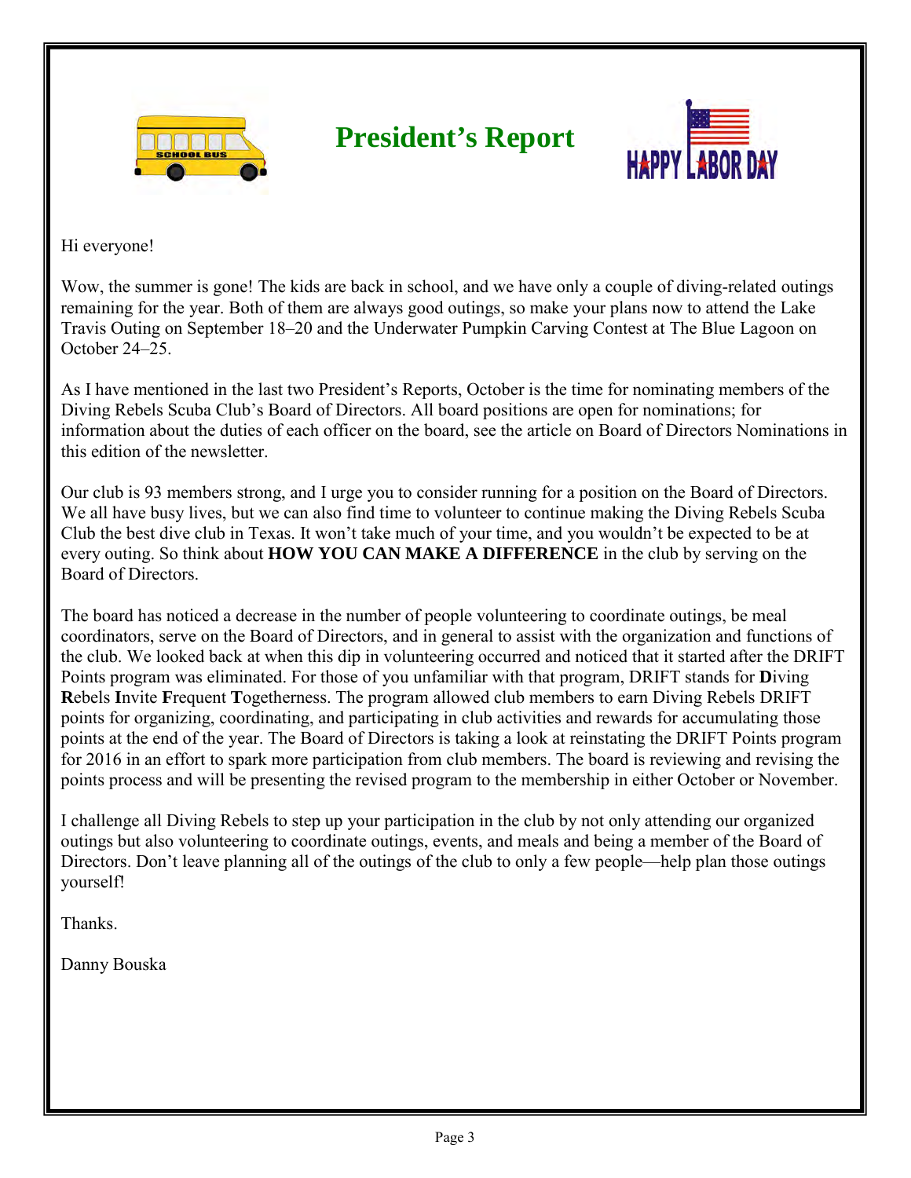# President's Report

Hi everyone!

Wow, the summer is gone! The kids are back in school, and we have only a couple of diving-related outings remaining for the year. Both of them are always good outings, so make your plans now to attend the Lake Travis Outing on September 18–20 and the Underwater Pumpkin Carving Contest at The Blue Lagoon on October 24–25.

As I have mentioned in the last two President's Reports, October is the time for nominating members of the Diving Rebels Scuba Club's Board of Directors. All board positions are open for nominations; for information about the duties of each officer on the board, see the article on Board of Directors Nominations in this edition of the newsletter.

Our club is 93 members strong, and I urge you to consider running for a position on the Board of Directors. We all have busy lives, but we can also find time to volunteer to continue making the Diving Rebels Scuba Club the best dive club in Texas. It won't take much of your time, and you wouldn't be expected to be at every outing. So think about **HOW YOU CAN MAKE A DIFFERENCE** in the club by serving on the Board of Directors.

The board has noticed a decrease in the number of people volunteering to coordinate outings, be meal coordinators, serve on the Board of Directors, and in general to assist with the organization and functions of the club. We looked back at when this dip in volunteering occurred and noticed that it started after the DRIFT Points program was eliminated. For those of you unfamiliar with that program, DRIFT stands for **D**iving **R**ebels **I**nvite **F**requent **T**ogetherness. The program allowed club members to earn Diving Rebels DRIFT points for organizing, coordinating, and participating in club activities and rewards for accumulating those points at the end of the year. The Board of Directors is taking a look at reinstating the DRIFT Points program for 2016 in an effort to spark more participation from club members. The board is reviewing and revising the points process and will be presenting the revised program to the membership in either October or November.

I challenge all Diving Rebels to step up your participation in the club by not only attending our organized outings but also volunteering to coordinate outings, events, and meals and being a member of the Board of Directors. Don't leave planning all of the outings of the club to only a few people—help plan those outings yourself!

Thanks.

Danny Bouska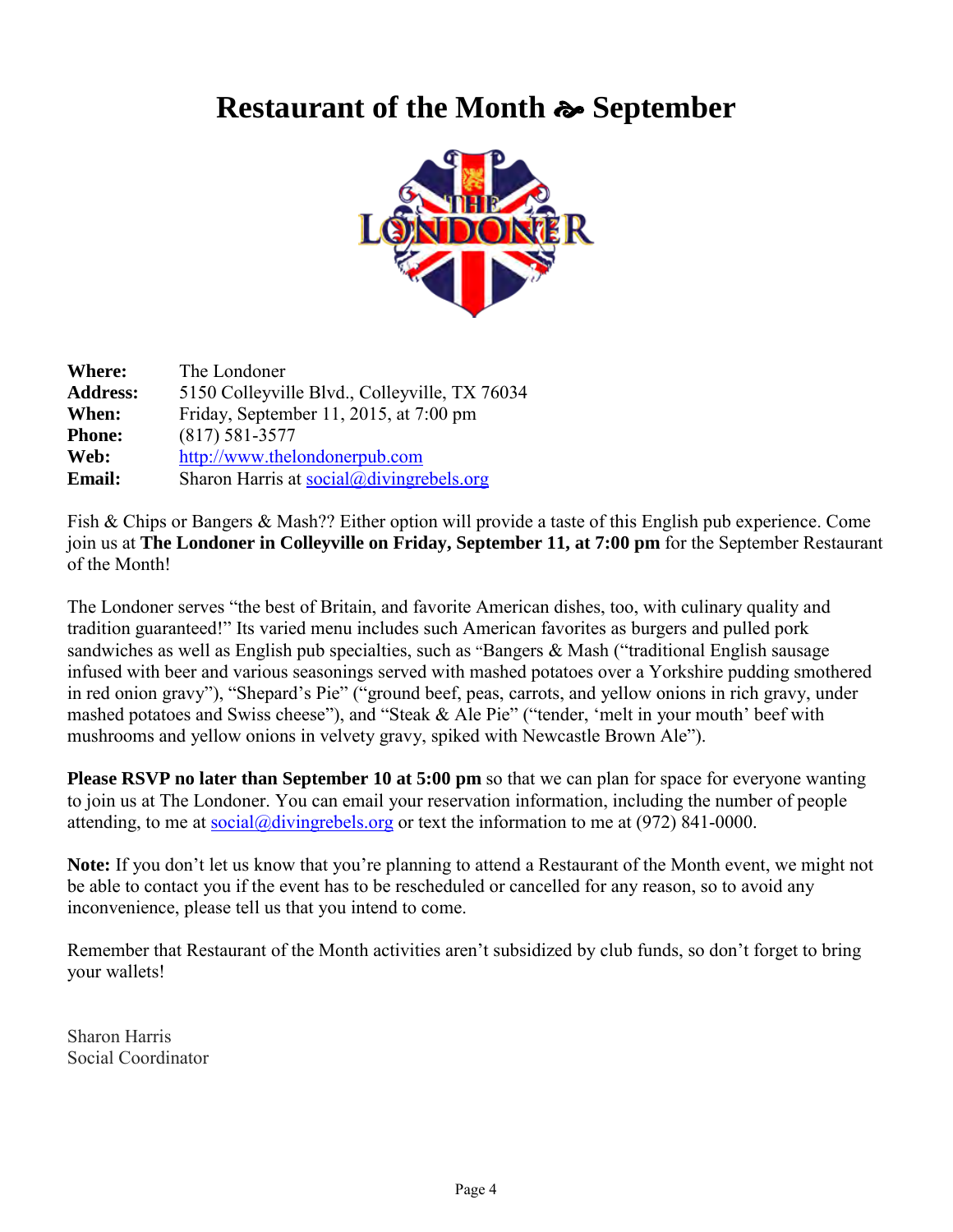# Restaurant of the Month ☙ September

| | |
|---|---|
| **Where:** | The Londoner |
| **Address:** | 5150 Colleyville Blvd., Colleyville, TX 76034 |
| **When:** | Friday, September 11, 2015, at 7:00 pm |
| **Phone:** | (817) 581-3577 |
| **Web:** | http://www.thelondonerpub.com |
| **Email:** | Sharon Harris at social@divingrebels.org |

Fish & Chips or Bangers & Mash?? Either option will provide a taste of this English pub experience. Come join us at **The Londoner in Colleyville on Friday, September 11, at 7:00 pm** for the September Restaurant of the Month!

The Londoner serves "the best of Britain, and favorite American dishes, too, with culinary quality and tradition guaranteed!" Its varied menu includes such American favorites as burgers and pulled pork sandwiches as well as English pub specialties, such as "Bangers & Mash ("traditional English sausage infused with beer and various seasonings served with mashed potatoes over a Yorkshire pudding smothered in red onion gravy"), "Shepard's Pie" ("ground beef, peas, carrots, and yellow onions in rich gravy, under mashed potatoes and Swiss cheese"), and "Steak & Ale Pie" ("tender, 'melt in your mouth' beef with mushrooms and yellow onions in velvety gravy, spiked with Newcastle Brown Ale").

**Please RSVP no later than September 10 at 5:00 pm** so that we can plan for space for everyone wanting to join us at The Londoner. You can email your reservation information, including the number of people attending, to me at social@divingrebels.org or text the information to me at (972) 841-0000.

**Note:** If you don't let us know that you're planning to attend a Restaurant of the Month event, we might not be able to contact you if the event has to be rescheduled or cancelled for any reason, so to avoid any inconvenience, please tell us that you intend to come.

Remember that Restaurant of the Month activities aren't subsidized by club funds, so don't forget to bring your wallets!

Sharon Harris
Social Coordinator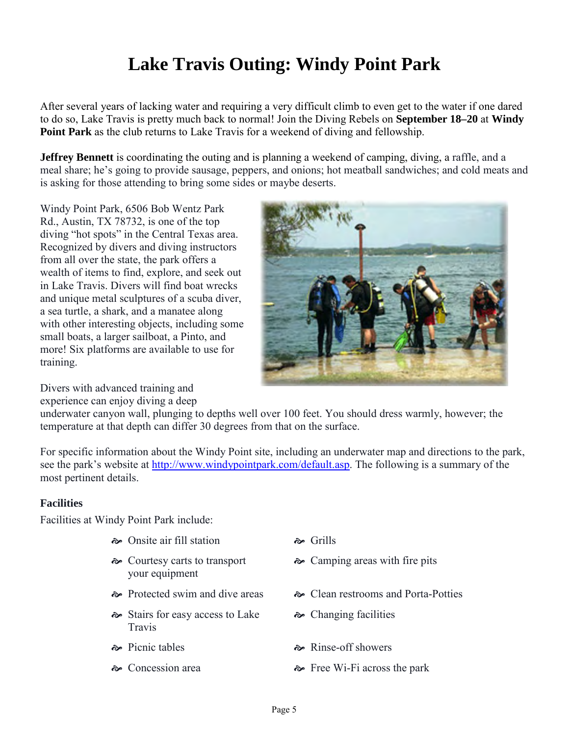# Lake Travis Outing: Windy Point Park

After several years of lacking water and requiring a very difficult climb to even get to the water if one dared to do so, Lake Travis is pretty much back to normal! Join the Diving Rebels on **September 18–20** at **Windy Point Park** as the club returns to Lake Travis for a weekend of diving and fellowship.

**Jeffrey Bennett** is coordinating the outing and is planning a weekend of camping, diving, a raffle, and a meal share; he's going to provide sausage, peppers, and onions; hot meatball sandwiches; and cold meats and is asking for those attending to bring some sides or maybe deserts.

Windy Point Park, 6506 Bob Wentz Park Rd., Austin, TX 78732, is one of the top diving "hot spots" in the Central Texas area. Recognized by divers and diving instructors from all over the state, the park offers a wealth of items to find, explore, and seek out in Lake Travis. Divers will find boat wrecks and unique metal sculptures of a scuba diver, a sea turtle, a shark, and a manatee along with other interesting objects, including some small boats, a larger sailboat, a Pinto, and more! Six platforms are available to use for training.

Divers with advanced training and experience can enjoy diving a deep underwater canyon wall, plunging to depths well over 100 feet. You should dress warmly, however; the temperature at that depth can differ 30 degrees from that on the surface.

For specific information about the Windy Point site, including an underwater map and directions to the park, see the park's website at [http://www.windypointpark.com/default.asp](http://www.windypointpark.com/default.asp). The following is a summary of the most pertinent details.

### Facilities

Facilities at Windy Point Park include:

- Onsite air fill station
- Courtesy carts to transport your equipment
- Protected swim and dive areas
- Stairs for easy access to Lake Travis
- Picnic tables
- Concession area
- Grills
- Camping areas with fire pits
- Clean restrooms and Porta-Potties
- Changing facilities
- Rinse-off showers
- Free Wi-Fi across the park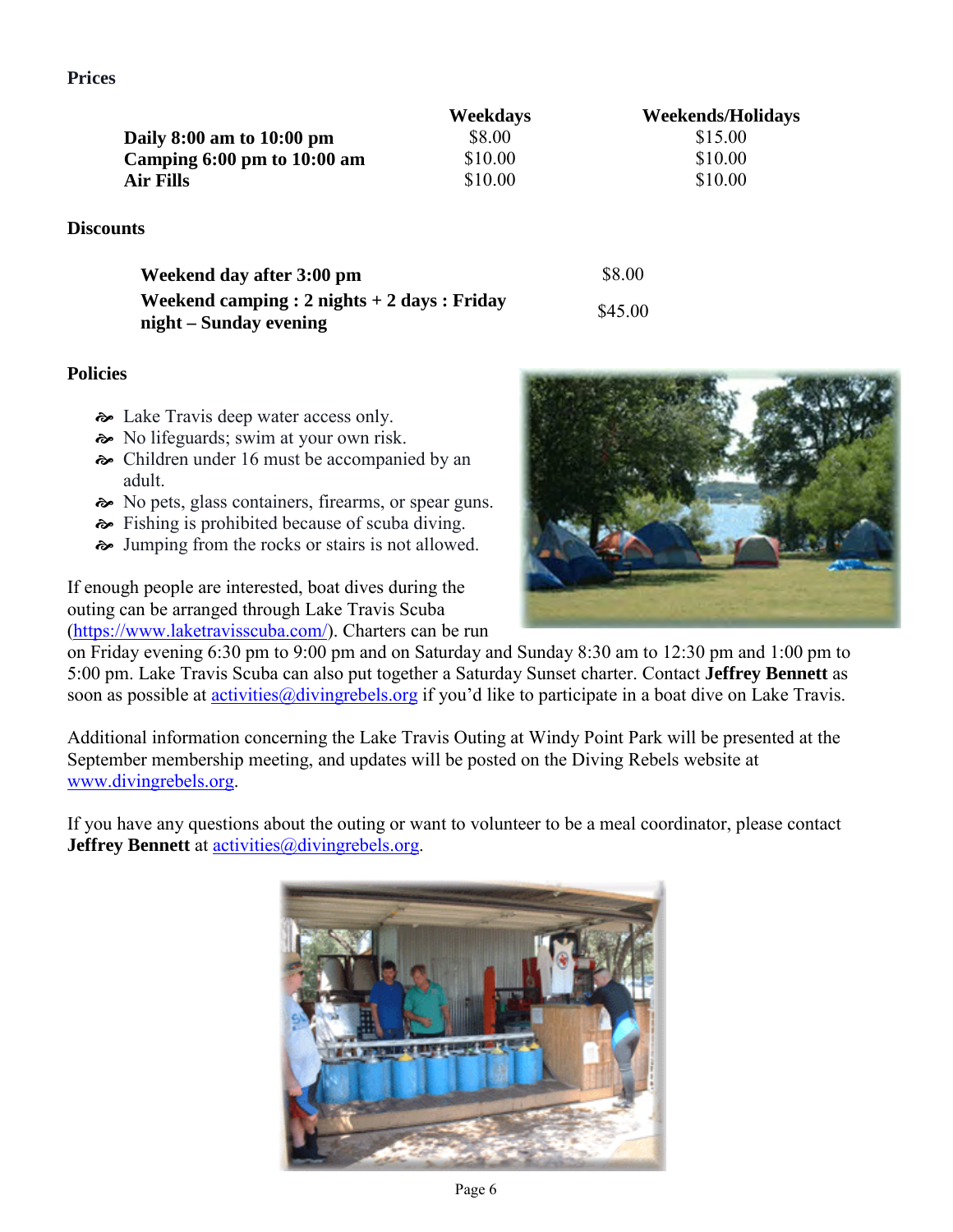**Prices**

| | Weekdays | Weekends/Holidays |
|---|---|---|
| **Daily 8:00 am to 10:00 pm** | $8.00 | $15.00 |
| **Camping 6:00 pm to 10:00 am** | $10.00 | $10.00 |
| **Air Fills** | $10.00 | $10.00 |

**Discounts**

| | |
|---|---|
| **Weekend day after 3:00 pm** | $8.00 |
| **Weekend camping : 2 nights + 2 days : Friday night – Sunday evening** | $45.00 |

**Policies**

- Lake Travis deep water access only.
- No lifeguards; swim at your own risk.
- Children under 16 must be accompanied by an adult.
- No pets, glass containers, firearms, or spear guns.
- Fishing is prohibited because of scuba diving.
- Jumping from the rocks or stairs is not allowed.

If enough people are interested, boat dives during the outing can be arranged through Lake Travis Scuba (https://www.laketravisscuba.com/). Charters can be run on Friday evening 6:30 pm to 9:00 pm and on Saturday and Sunday 8:30 am to 12:30 pm and 1:00 pm to 5:00 pm. Lake Travis Scuba can also put together a Saturday Sunset charter. Contact **Jeffrey Bennett** as soon as possible at activities@divingrebels.org if you'd like to participate in a boat dive on Lake Travis.

Additional information concerning the Lake Travis Outing at Windy Point Park will be presented at the September membership meeting, and updates will be posted on the Diving Rebels website at www.divingrebels.org.

If you have any questions about the outing or want to volunteer to be a meal coordinator, please contact **Jeffrey Bennett** at activities@divingrebels.org.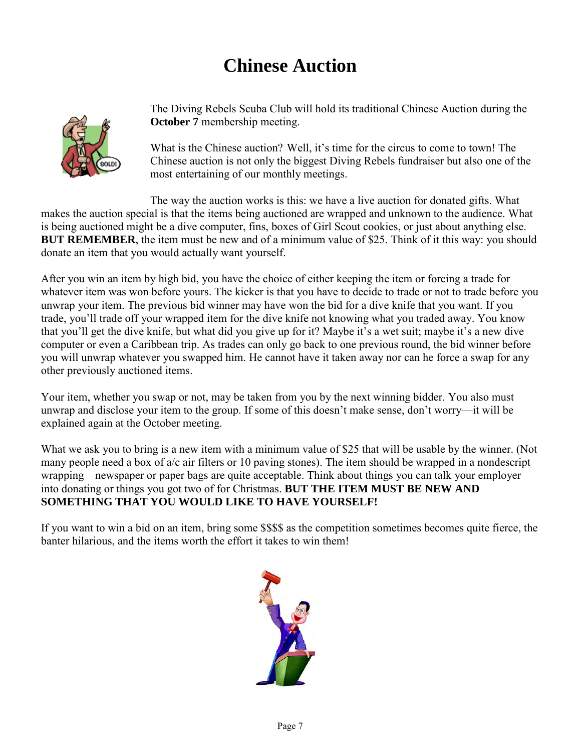# Chinese Auction

The Diving Rebels Scuba Club will hold its traditional Chinese Auction during the **October 7** membership meeting.

What is the Chinese auction? Well, it's time for the circus to come to town! The Chinese auction is not only the biggest Diving Rebels fundraiser but also one of the most entertaining of our monthly meetings.

The way the auction works is this: we have a live auction for donated gifts. What makes the auction special is that the items being auctioned are wrapped and unknown to the audience. What is being auctioned might be a dive computer, fins, boxes of Girl Scout cookies, or just about anything else. **BUT REMEMBER**, the item must be new and of a minimum value of $25. Think of it this way: you should donate an item that you would actually want yourself.

After you win an item by high bid, you have the choice of either keeping the item or forcing a trade for whatever item was won before yours. The kicker is that you have to decide to trade or not to trade before you unwrap your item. The previous bid winner may have won the bid for a dive knife that you want. If you trade, you'll trade off your wrapped item for the dive knife not knowing what you traded away. You know that you'll get the dive knife, but what did you give up for it? Maybe it's a wet suit; maybe it's a new dive computer or even a Caribbean trip. As trades can only go back to one previous round, the bid winner before you will unwrap whatever you swapped him. He cannot have it taken away nor can he force a swap for any other previously auctioned items.

Your item, whether you swap or not, may be taken from you by the next winning bidder. You also must unwrap and disclose your item to the group. If some of this doesn't make sense, don't worry—it will be explained again at the October meeting.

What we ask you to bring is a new item with a minimum value of $25 that will be usable by the winner. (Not many people need a box of a/c air filters or 10 paving stones). The item should be wrapped in a nondescript wrapping—newspaper or paper bags are quite acceptable. Think about things you can talk your employer into donating or things you got two of for Christmas. **BUT THE ITEM MUST BE NEW AND SOMETHING THAT YOU WOULD LIKE TO HAVE YOURSELF!**

If you want to win a bid on an item, bring some $$$$ as the competition sometimes becomes quite fierce, the banter hilarious, and the items worth the effort it takes to win them!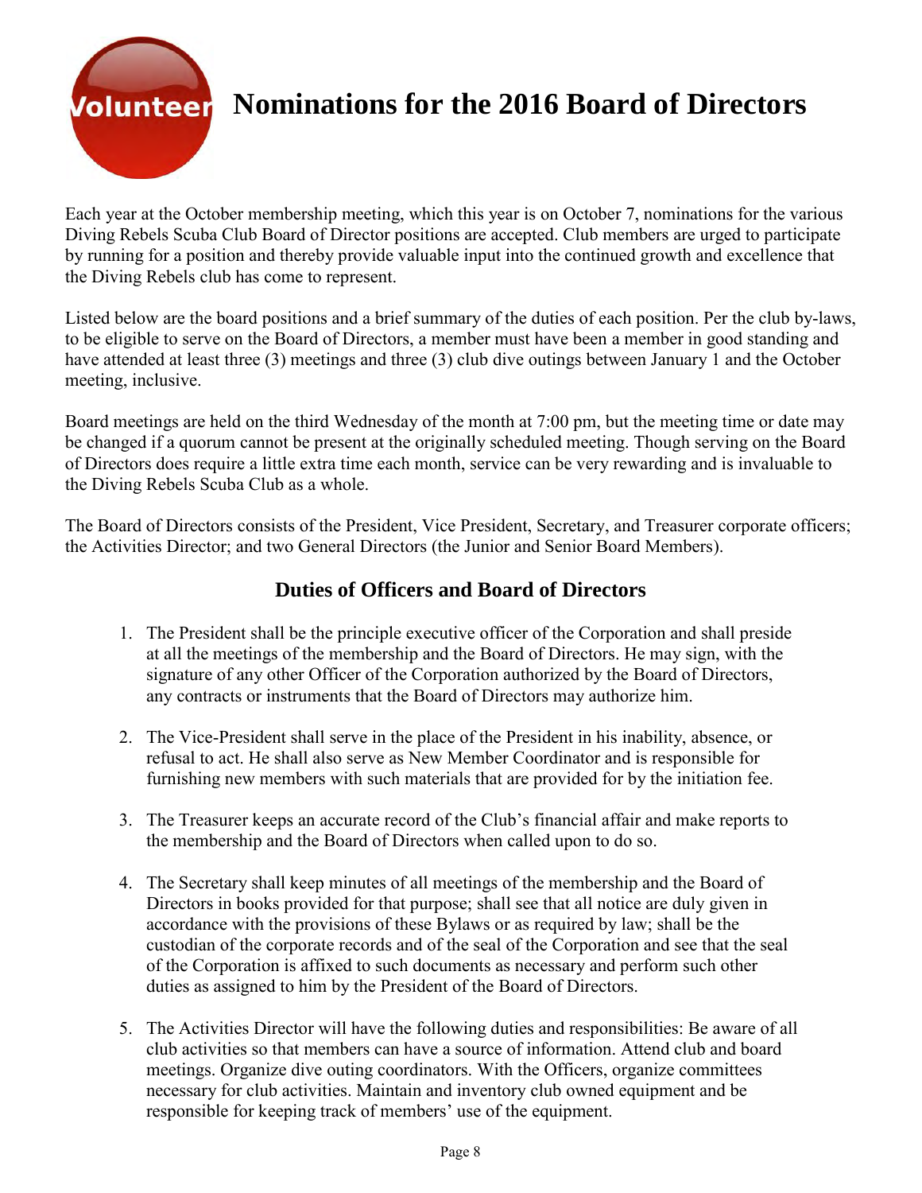# Nominations for the 2016 Board of Directors

Each year at the October membership meeting, which this year is on October 7, nominations for the various Diving Rebels Scuba Club Board of Director positions are accepted. Club members are urged to participate by running for a position and thereby provide valuable input into the continued growth and excellence that the Diving Rebels club has come to represent.

Listed below are the board positions and a brief summary of the duties of each position. Per the club by-laws, to be eligible to serve on the Board of Directors, a member must have been a member in good standing and have attended at least three (3) meetings and three (3) club dive outings between January 1 and the October meeting, inclusive.

Board meetings are held on the third Wednesday of the month at 7:00 pm, but the meeting time or date may be changed if a quorum cannot be present at the originally scheduled meeting. Though serving on the Board of Directors does require a little extra time each month, service can be very rewarding and is invaluable to the Diving Rebels Scuba Club as a whole.

The Board of Directors consists of the President, Vice President, Secretary, and Treasurer corporate officers; the Activities Director; and two General Directors (the Junior and Senior Board Members).

## Duties of Officers and Board of Directors

1. The President shall be the principle executive officer of the Corporation and shall preside at all the meetings of the membership and the Board of Directors. He may sign, with the signature of any other Officer of the Corporation authorized by the Board of Directors, any contracts or instruments that the Board of Directors may authorize him.

2. The Vice-President shall serve in the place of the President in his inability, absence, or refusal to act. He shall also serve as New Member Coordinator and is responsible for furnishing new members with such materials that are provided for by the initiation fee.

3. The Treasurer keeps an accurate record of the Club's financial affair and make reports to the membership and the Board of Directors when called upon to do so.

4. The Secretary shall keep minutes of all meetings of the membership and the Board of Directors in books provided for that purpose; shall see that all notice are duly given in accordance with the provisions of these Bylaws or as required by law; shall be the custodian of the corporate records and of the seal of the Corporation and see that the seal of the Corporation is affixed to such documents as necessary and perform such other duties as assigned to him by the President of the Board of Directors.

5. The Activities Director will have the following duties and responsibilities: Be aware of all club activities so that members can have a source of information. Attend club and board meetings. Organize dive outing coordinators. With the Officers, organize committees necessary for club activities. Maintain and inventory club owned equipment and be responsible for keeping track of members' use of the equipment.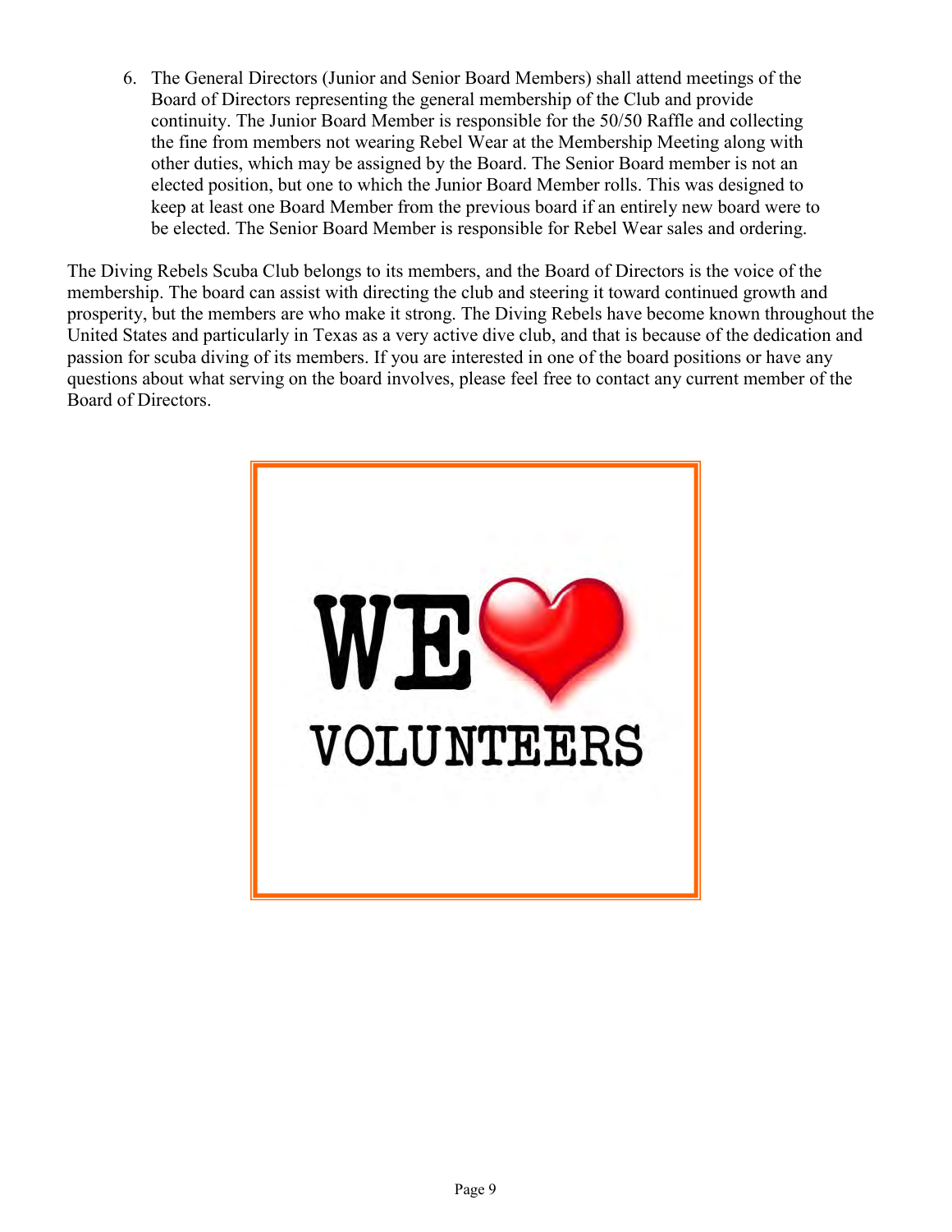6. The General Directors (Junior and Senior Board Members) shall attend meetings of the Board of Directors representing the general membership of the Club and provide continuity. The Junior Board Member is responsible for the 50/50 Raffle and collecting the fine from members not wearing Rebel Wear at the Membership Meeting along with other duties, which may be assigned by the Board. The Senior Board member is not an elected position, but one to which the Junior Board Member rolls. This was designed to keep at least one Board Member from the previous board if an entirely new board were to be elected. The Senior Board Member is responsible for Rebel Wear sales and ordering.

The Diving Rebels Scuba Club belongs to its members, and the Board of Directors is the voice of the membership. The board can assist with directing the club and steering it toward continued growth and prosperity, but the members are who make it strong. The Diving Rebels have become known throughout the United States and particularly in Texas as a very active dive club, and that is because of the dedication and passion for scuba diving of its members. If you are interested in one of the board positions or have any questions about what serving on the board involves, please feel free to contact any current member of the Board of Directors.

WE ❤ VOLUNTEERS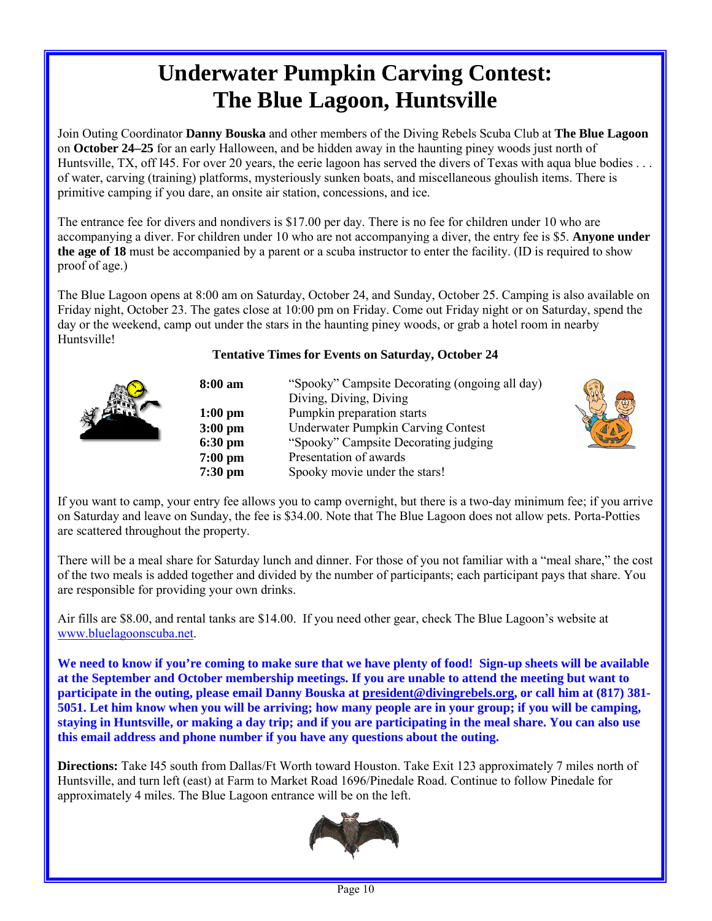# Underwater Pumpkin Carving Contest: The Blue Lagoon, Huntsville

Join Outing Coordinator **Danny Bouska** and other members of the Diving Rebels Scuba Club at **The Blue Lagoon** on **October 24–25** for an early Halloween, and be hidden away in the haunting piney woods just north of Huntsville, TX, off I45. For over 20 years, the eerie lagoon has served the divers of Texas with aqua blue bodies . . . of water, carving (training) platforms, mysteriously sunken boats, and miscellaneous ghoulish items. There is primitive camping if you dare, an onsite air station, concessions, and ice.

The entrance fee for divers and nondivers is $17.00 per day. There is no fee for children under 10 who are accompanying a diver. For children under 10 who are not accompanying a diver, the entry fee is $5. **Anyone under the age of 18** must be accompanied by a parent or a scuba instructor to enter the facility. (ID is required to show proof of age.)

The Blue Lagoon opens at 8:00 am on Saturday, October 24, and Sunday, October 25. Camping is also available on Friday night, October 23. The gates close at 10:00 pm on Friday. Come out Friday night or on Saturday, spend the day or the weekend, camp out under the stars in the haunting piney woods, or grab a hotel room in nearby Huntsville!

**Tentative Times for Events on Saturday, October 24**

| Time | Event |
|---|---|
| **8:00 am** | "Spooky" Campsite Decorating (ongoing all day) |
| | Diving, Diving, Diving |
| **1:00 pm** | Pumpkin preparation starts |
| **3:00 pm** | Underwater Pumpkin Carving Contest |
| **6:30 pm** | "Spooky" Campsite Decorating judging |
| **7:00 pm** | Presentation of awards |
| **7:30 pm** | Spooky movie under the stars! |

If you want to camp, your entry fee allows you to camp overnight, but there is a two-day minimum fee; if you arrive on Saturday and leave on Sunday, the fee is $34.00. Note that The Blue Lagoon does not allow pets. Porta-Potties are scattered throughout the property.

There will be a meal share for Saturday lunch and dinner. For those of you not familiar with a "meal share," the cost of the two meals is added together and divided by the number of participants; each participant pays that share. You are responsible for providing your own drinks.

Air fills are $8.00, and rental tanks are $14.00. If you need other gear, check The Blue Lagoon's website at www.bluelagoonscuba.net.

**We need to know if you're coming to make sure that we have plenty of food! Sign-up sheets will be available at the September and October membership meetings. If you are unable to attend the meeting but want to participate in the outing, please email Danny Bouska at president@divingrebels.org, or call him at (817) 381-5051. Let him know when you will be arriving; how many people are in your group; if you will be camping, staying in Huntsville, or making a day trip; and if you are participating in the meal share. You can also use this email address and phone number if you have any questions about the outing.**

**Directions:** Take I45 south from Dallas/Ft Worth toward Houston. Take Exit 123 approximately 7 miles north of Huntsville, and turn left (east) at Farm to Market Road 1696/Pinedale Road. Continue to follow Pinedale for approximately 4 miles. The Blue Lagoon entrance will be on the left.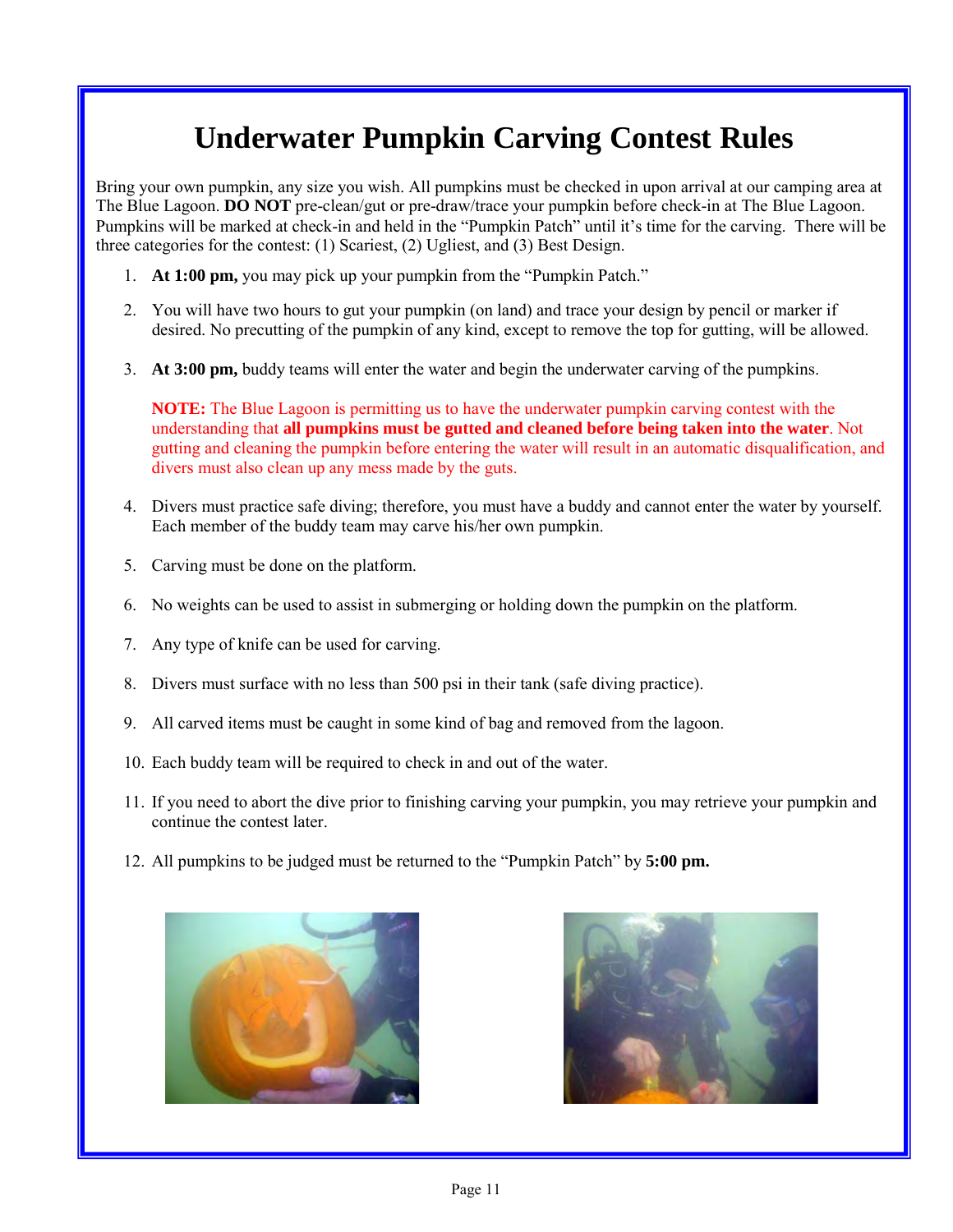# Underwater Pumpkin Carving Contest Rules

Bring your own pumpkin, any size you wish. All pumpkins must be checked in upon arrival at our camping area at The Blue Lagoon. **DO NOT** pre-clean/gut or pre-draw/trace your pumpkin before check-in at The Blue Lagoon. Pumpkins will be marked at check-in and held in the "Pumpkin Patch" until it's time for the carving. There will be three categories for the contest: (1) Scariest, (2) Ugliest, and (3) Best Design.

1. **At 1:00 pm,** you may pick up your pumpkin from the "Pumpkin Patch."
2. You will have two hours to gut your pumpkin (on land) and trace your design by pencil or marker if desired. No precutting of the pumpkin of any kind, except to remove the top for gutting, will be allowed.
3. **At 3:00 pm,** buddy teams will enter the water and begin the underwater carving of the pumpkins.

   **NOTE:** The Blue Lagoon is permitting us to have the underwater pumpkin carving contest with the understanding that **all pumpkins must be gutted and cleaned before being taken into the water**. Not gutting and cleaning the pumpkin before entering the water will result in an automatic disqualification, and divers must also clean up any mess made by the guts.

4. Divers must practice safe diving; therefore, you must have a buddy and cannot enter the water by yourself. Each member of the buddy team may carve his/her own pumpkin.
5. Carving must be done on the platform.
6. No weights can be used to assist in submerging or holding down the pumpkin on the platform.
7. Any type of knife can be used for carving.
8. Divers must surface with no less than 500 psi in their tank (safe diving practice).
9. All carved items must be caught in some kind of bag and removed from the lagoon.
10. Each buddy team will be required to check in and out of the water.
11. If you need to abort the dive prior to finishing carving your pumpkin, you may retrieve your pumpkin and continue the contest later.
12. All pumpkins to be judged must be returned to the "Pumpkin Patch" by **5:00 pm.**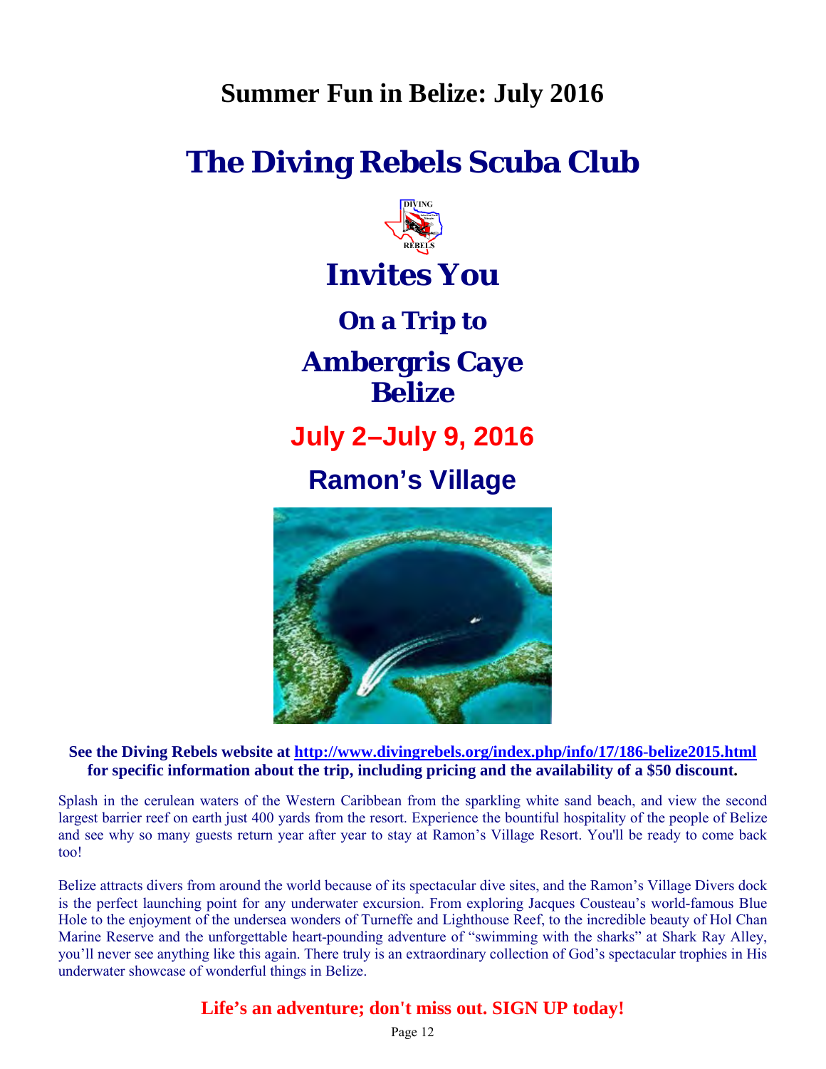## Summer Fun in Belize: July 2016

# The Diving Rebels Scuba Club

# Invites You

## On a Trip to

# Ambergris Caye Belize

## July 2–July 9, 2016

## Ramon's Village

**See the Diving Rebels website at [http://www.divingrebels.org/index.php/info/17/186-belize2015.html](http://www.divingrebels.org/index.php/info/17/186-belize2015.html) for specific information about the trip, including pricing and the availability of a $50 discount.**

Splash in the cerulean waters of the Western Caribbean from the sparkling white sand beach, and view the second largest barrier reef on earth just 400 yards from the resort. Experience the bountiful hospitality of the people of Belize and see why so many guests return year after year to stay at Ramon's Village Resort. You'll be ready to come back too!

Belize attracts divers from around the world because of its spectacular dive sites, and the Ramon's Village Divers dock is the perfect launching point for any underwater excursion. From exploring Jacques Cousteau's world-famous Blue Hole to the enjoyment of the undersea wonders of Turneffe and Lighthouse Reef, to the incredible beauty of Hol Chan Marine Reserve and the unforgettable heart-pounding adventure of "swimming with the sharks" at Shark Ray Alley, you'll never see anything like this again. There truly is an extraordinary collection of God's spectacular trophies in His underwater showcase of wonderful things in Belize.

**Life's an adventure; don't miss out. SIGN UP today!**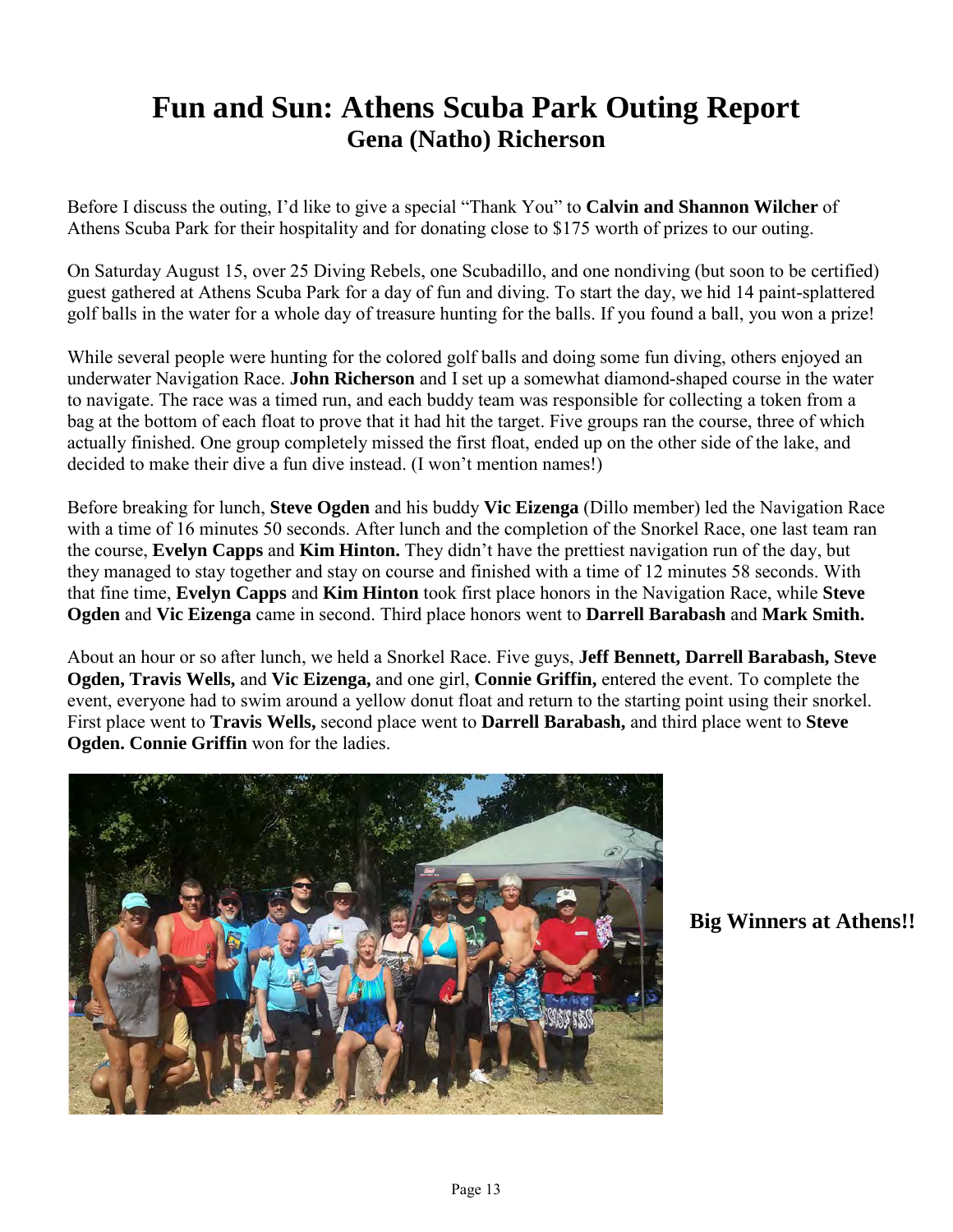# Fun and Sun: Athens Scuba Park Outing Report

## Gena (Natho) Richerson

Before I discuss the outing, I'd like to give a special "Thank You" to **Calvin and Shannon Wilcher** of Athens Scuba Park for their hospitality and for donating close to $175 worth of prizes to our outing.

On Saturday August 15, over 25 Diving Rebels, one Scubadillo, and one nondiving (but soon to be certified) guest gathered at Athens Scuba Park for a day of fun and diving. To start the day, we hid 14 paint-splattered golf balls in the water for a whole day of treasure hunting for the balls. If you found a ball, you won a prize!

While several people were hunting for the colored golf balls and doing some fun diving, others enjoyed an underwater Navigation Race. **John Richerson** and I set up a somewhat diamond-shaped course in the water to navigate. The race was a timed run, and each buddy team was responsible for collecting a token from a bag at the bottom of each float to prove that it had hit the target. Five groups ran the course, three of which actually finished. One group completely missed the first float, ended up on the other side of the lake, and decided to make their dive a fun dive instead. (I won't mention names!)

Before breaking for lunch, **Steve Ogden** and his buddy **Vic Eizenga** (Dillo member) led the Navigation Race with a time of 16 minutes 50 seconds. After lunch and the completion of the Snorkel Race, one last team ran the course, **Evelyn Capps** and **Kim Hinton.** They didn't have the prettiest navigation run of the day, but they managed to stay together and stay on course and finished with a time of 12 minutes 58 seconds. With that fine time, **Evelyn Capps** and **Kim Hinton** took first place honors in the Navigation Race, while **Steve Ogden** and **Vic Eizenga** came in second. Third place honors went to **Darrell Barabash** and **Mark Smith.**

About an hour or so after lunch, we held a Snorkel Race. Five guys, **Jeff Bennett, Darrell Barabash, Steve Ogden, Travis Wells,** and **Vic Eizenga,** and one girl, **Connie Griffin,** entered the event. To complete the event, everyone had to swim around a yellow donut float and return to the starting point using their snorkel. First place went to **Travis Wells,** second place went to **Darrell Barabash,** and third place went to **Steve Ogden. Connie Griffin** won for the ladies.

**Big Winners at Athens!!**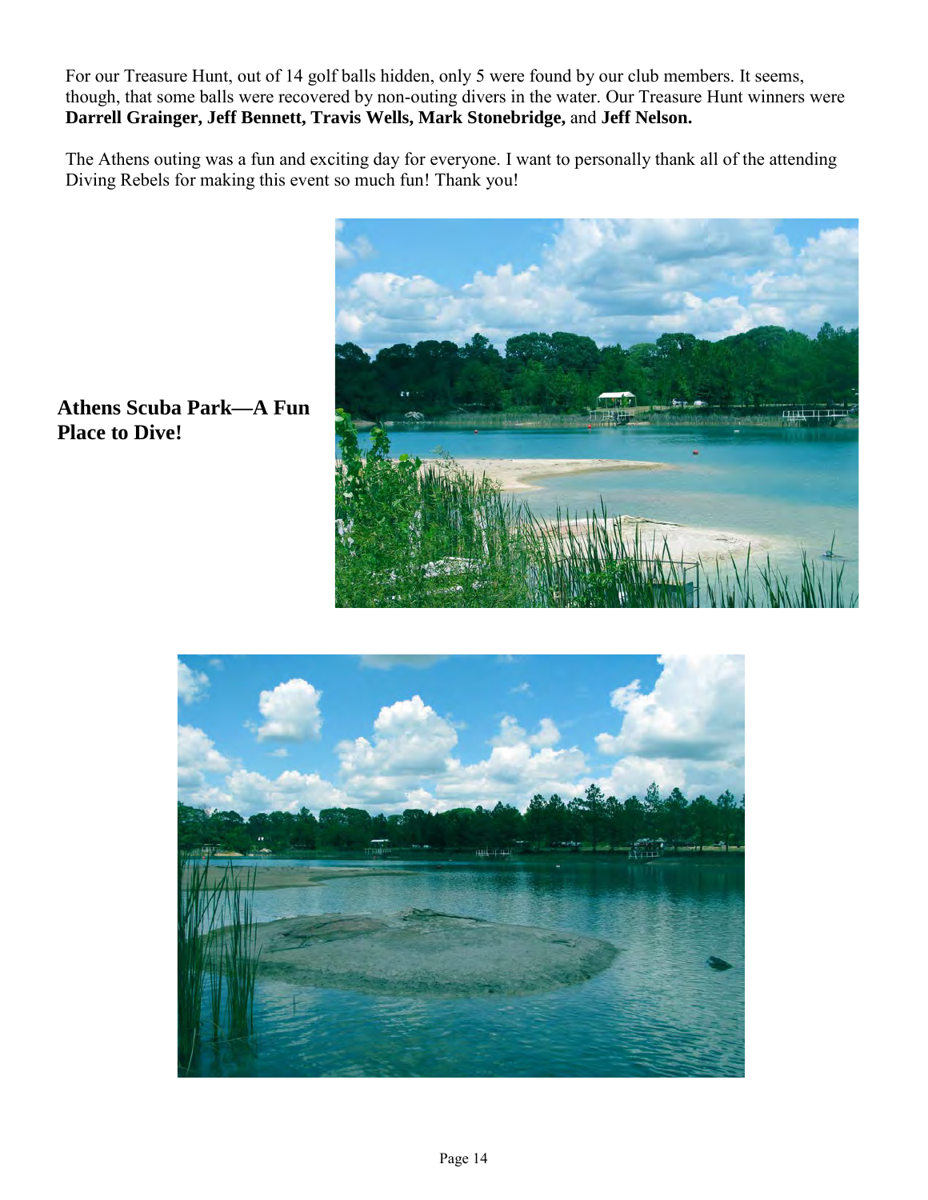For our Treasure Hunt, out of 14 golf balls hidden, only 5 were found by our club members. It seems, though, that some balls were recovered by non-outing divers in the water. Our Treasure Hunt winners were **Darrell Grainger, Jeff Bennett, Travis Wells, Mark Stonebridge,** and **Jeff Nelson.**

The Athens outing was a fun and exciting day for everyone. I want to personally thank all of the attending Diving Rebels for making this event so much fun! Thank you!

**Athens Scuba Park—A Fun Place to Dive!**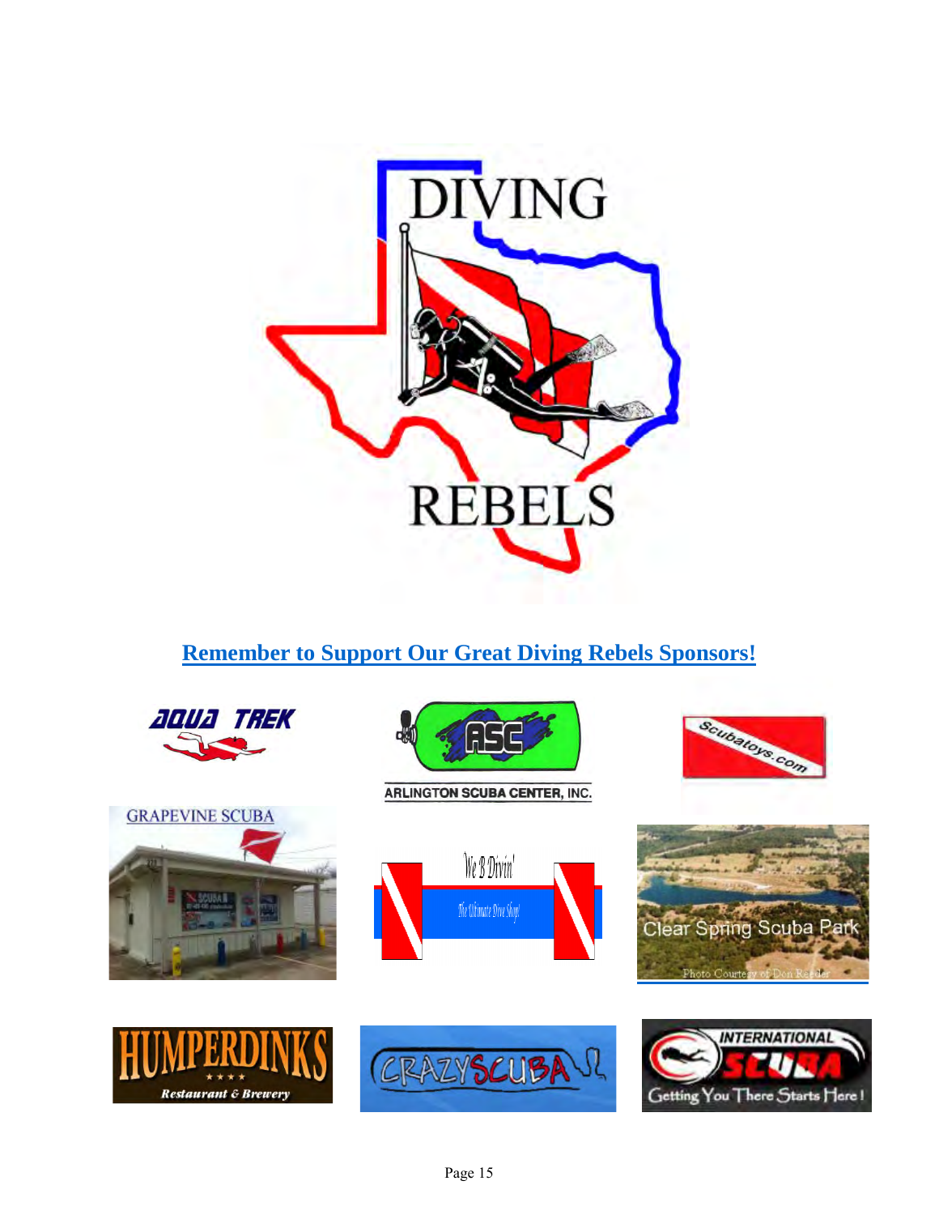## Remember to Support Our Great Diving Rebels Sponsors!